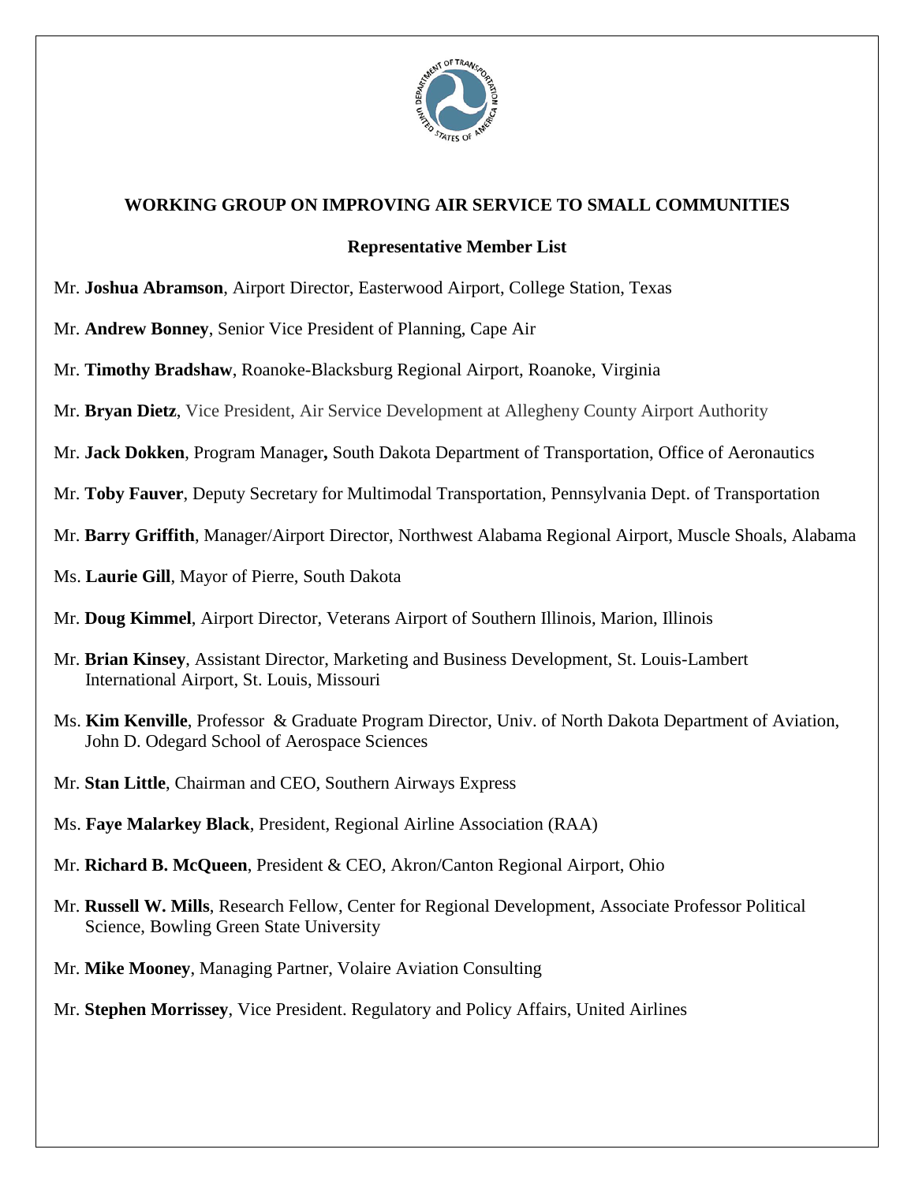## WORKING GROUP ON IMPROVING AIR SERVICE TO SMALL COMMUNITIES

### Representative Member List

Mr. **Joshua Abramson**, Airport Director, Easterwood Airport, College Station, Texas

Mr. **Andrew Bonney**, Senior Vice President of Planning, Cape Air

Mr. **Timothy Bradshaw**, Roanoke-Blacksburg Regional Airport, Roanoke, Virginia

Mr. **Bryan Dietz**, Vice President, Air Service Development at Allegheny County Airport Authority

Mr. **Jack Dokken**, Program Manager**,** South Dakota Department of Transportation, Office of Aeronautics

Mr. **Toby Fauver**, Deputy Secretary for Multimodal Transportation, Pennsylvania Dept. of Transportation

Mr. **Barry Griffith**, Manager/Airport Director, Northwest Alabama Regional Airport, Muscle Shoals, Alabama

Ms. **Laurie Gill**, Mayor of Pierre, South Dakota

Mr. **Doug Kimmel**, Airport Director, Veterans Airport of Southern Illinois, Marion, Illinois

Mr. **Brian Kinsey**, Assistant Director, Marketing and Business Development, St. Louis-Lambert International Airport, St. Louis, Missouri

Ms. **Kim Kenville**, Professor & Graduate Program Director, Univ. of North Dakota Department of Aviation, John D. Odegard School of Aerospace Sciences

Mr. **Stan Little**, Chairman and CEO, Southern Airways Express

Ms. **Faye Malarkey Black**, President, Regional Airline Association (RAA)

Mr. **Richard B. McQueen**, President & CEO, Akron/Canton Regional Airport, Ohio

Mr. **Russell W. Mills**, Research Fellow, Center for Regional Development, Associate Professor Political Science, Bowling Green State University

Mr. **Mike Mooney**, Managing Partner, Volaire Aviation Consulting

Mr. **Stephen Morrissey**, Vice President. Regulatory and Policy Affairs, United Airlines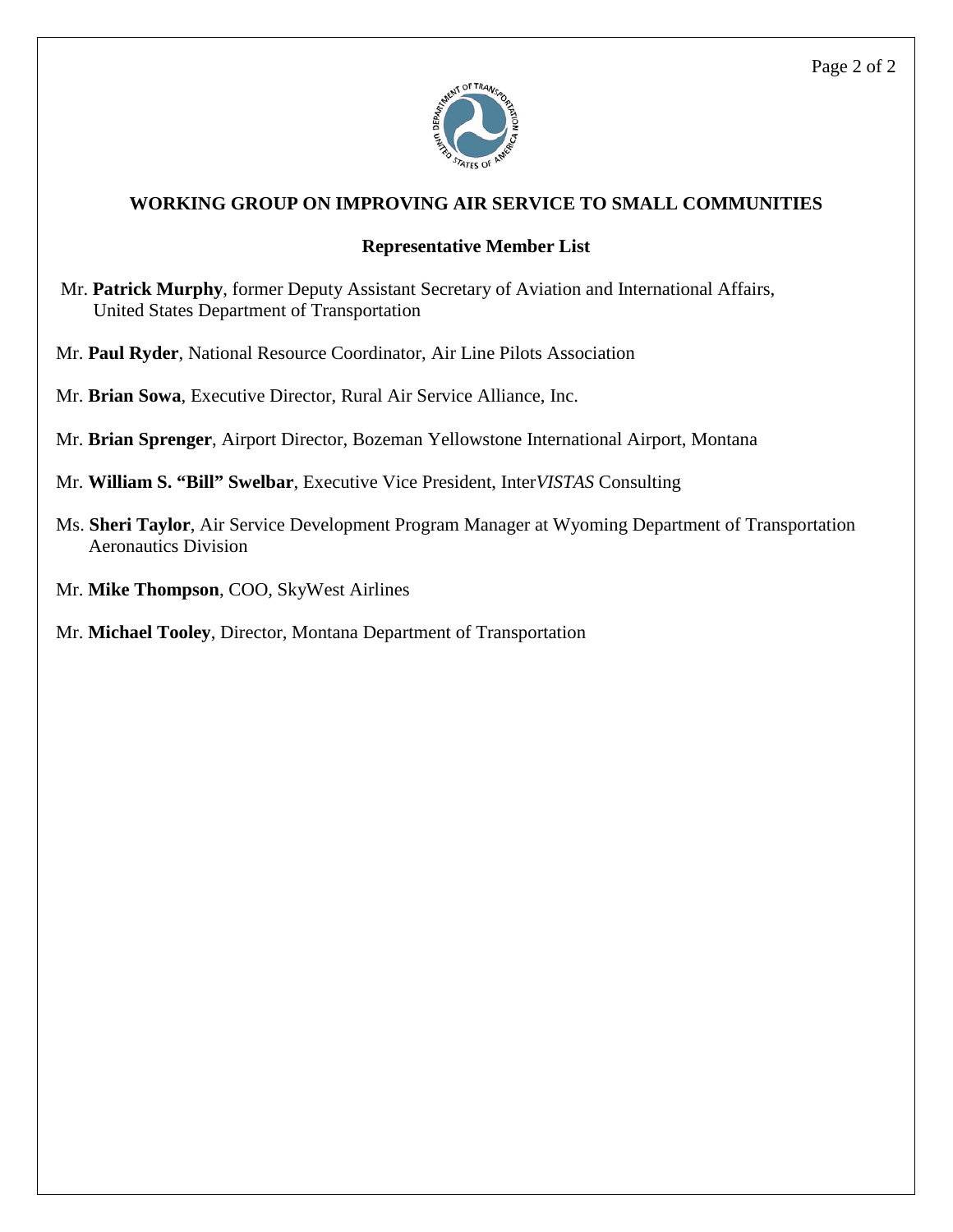## WORKING GROUP ON IMPROVING AIR SERVICE TO SMALL COMMUNITIES

### Representative Member List

Mr. **Patrick Murphy**, former Deputy Assistant Secretary of Aviation and International Affairs, United States Department of Transportation

Mr. **Paul Ryder**, National Resource Coordinator, Air Line Pilots Association

Mr. **Brian Sowa**, Executive Director, Rural Air Service Alliance, Inc.

Mr. **Brian Sprenger**, Airport Director, Bozeman Yellowstone International Airport, Montana

Mr. **William S. "Bill" Swelbar**, Executive Vice President, Inter*VISTAS* Consulting

Ms. **Sheri Taylor**, Air Service Development Program Manager at Wyoming Department of Transportation Aeronautics Division

Mr. **Mike Thompson**, COO, SkyWest Airlines

Mr. **Michael Tooley**, Director, Montana Department of Transportation